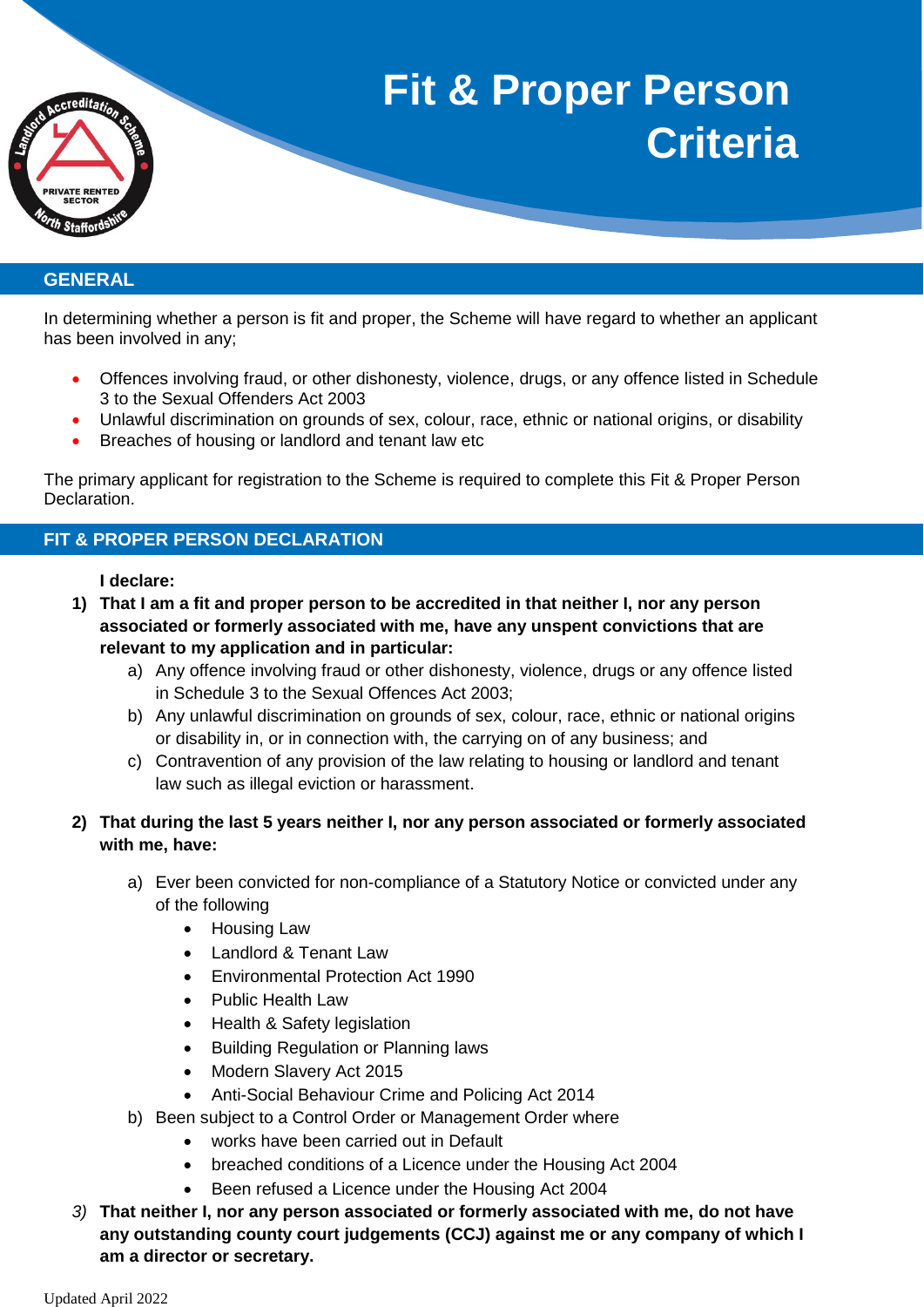# Fit & Proper Person Criteria

## GENERAL

In determining whether a person is fit and proper, the Scheme will have regard to whether an applicant has been involved in any;

- Offences involving fraud, or other dishonesty, violence, drugs, or any offence listed in Schedule 3 to the Sexual Offenders Act 2003
- Unlawful discrimination on grounds of sex, colour, race, ethnic or national origins, or disability
- Breaches of housing or landlord and tenant law etc

The primary applicant for registration to the Scheme is required to complete this Fit & Proper Person Declaration.

## FIT & PROPER PERSON DECLARATION

**I declare:**

1) **That I am a fit and proper person to be accredited in that neither I, nor any person associated or formerly associated with me, have any unspent convictions that are relevant to my application and in particular:**
   a) Any offence involving fraud or other dishonesty, violence, drugs or any offence listed in Schedule 3 to the Sexual Offences Act 2003;
   b) Any unlawful discrimination on grounds of sex, colour, race, ethnic or national origins or disability in, or in connection with, the carrying on of any business; and
   c) Contravention of any provision of the law relating to housing or landlord and tenant law such as illegal eviction or harassment.

2) **That during the last 5 years neither I, nor any person associated or formerly associated with me, have:**
   a) Ever been convicted for non-compliance of a Statutory Notice or convicted under any of the following
      - Housing Law
      - Landlord & Tenant Law
      - Environmental Protection Act 1990
      - Public Health Law
      - Health & Safety legislation
      - Building Regulation or Planning laws
      - Modern Slavery Act 2015
      - Anti-Social Behaviour Crime and Policing Act 2014
   b) Been subject to a Control Order or Management Order where
      - works have been carried out in Default
      - breached conditions of a Licence under the Housing Act 2004
      - Been refused a Licence under the Housing Act 2004

3) **That neither I, nor any person associated or formerly associated with me, do not have any outstanding county court judgements (CCJ) against me or any company of which I am a director or secretary.**

Updated April 2022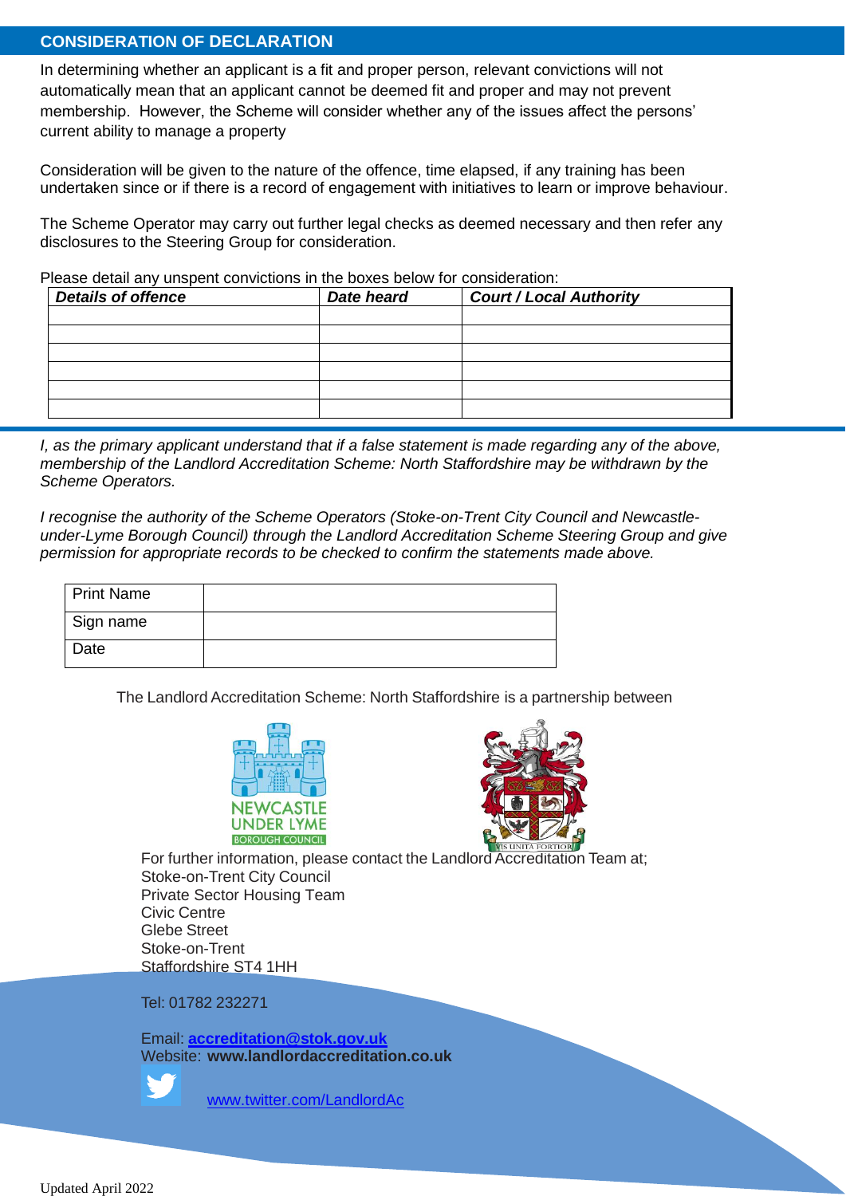## CONSIDERATION OF DECLARATION

In determining whether an applicant is a fit and proper person, relevant convictions will not automatically mean that an applicant cannot be deemed fit and proper and may not prevent membership. However, the Scheme will consider whether any of the issues affect the persons' current ability to manage a property

Consideration will be given to the nature of the offence, time elapsed, if any training has been undertaken since or if there is a record of engagement with initiatives to learn or improve behaviour.

The Scheme Operator may carry out further legal checks as deemed necessary and then refer any disclosures to the Steering Group for consideration.

Please detail any unspent convictions in the boxes below for consideration:

| ***Details of offence*** | ***Date heard*** | ***Court / Local Authority*** |
|---|---|---|
| | | |
| | | |
| | | |
| | | |
| | | |
| | | |

*I, as the primary applicant understand that if a false statement is made regarding any of the above, membership of the Landlord Accreditation Scheme: North Staffordshire may be withdrawn by the Scheme Operators.*

*I recognise the authority of the Scheme Operators (Stoke-on-Trent City Council and Newcastle-under-Lyme Borough Council) through the Landlord Accreditation Scheme Steering Group and give permission for appropriate records to be checked to confirm the statements made above.*

| | |
|---|---|
| Print Name | |
| Sign name | |
| Date | |

The Landlord Accreditation Scheme: North Staffordshire is a partnership between

NEWCASTLE UNDER LYME BOROUGH COUNCIL

VIS UNITA FORTIOR

For further information, please contact the Landlord Accreditation Team at;
Stoke-on-Trent City Council
Private Sector Housing Team
Civic Centre
Glebe Street
Stoke-on-Trent
Staffordshire ST4 1HH

Tel: 01782 232271

Email: **accreditation@stok.gov.uk**
Website: **www.landlordaccreditation.co.uk**

www.twitter.com/LandlordAc

Updated April 2022